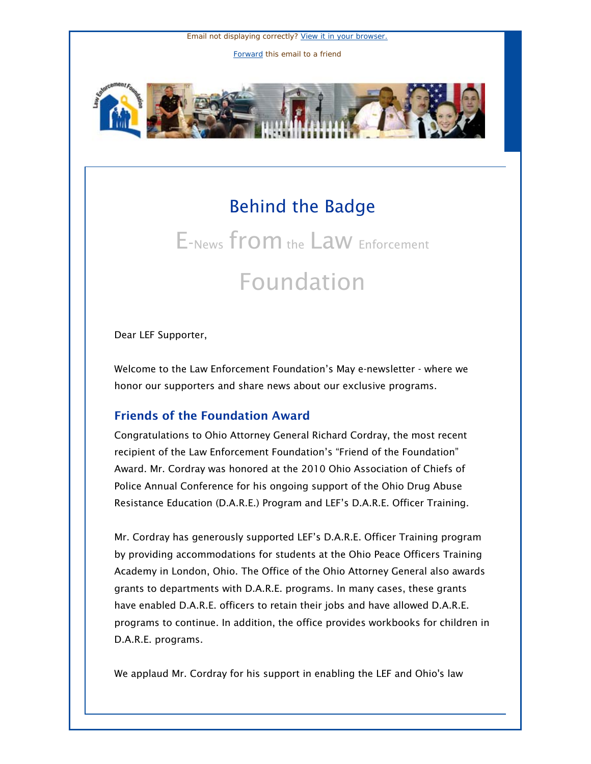Email not displaying correctly? View it in your browser.

Forward this email to a friend

# Behind the Badge

## E-News from the Law Enforcement Foundation

Dear LEF Supporter,

Welcome to the Law Enforcement Foundation's May e-newsletter - where we honor our supporters and share news about our exclusive programs.

### Friends of the Foundation Award

Congratulations to Ohio Attorney General Richard Cordray, the most recent recipient of the Law Enforcement Foundation's "Friend of the Foundation" Award. Mr. Cordray was honored at the 2010 Ohio Association of Chiefs of Police Annual Conference for his ongoing support of the Ohio Drug Abuse Resistance Education (D.A.R.E.) Program and LEF's D.A.R.E. Officer Training.

Mr. Cordray has generously supported LEF's D.A.R.E. Officer Training program by providing accommodations for students at the Ohio Peace Officers Training Academy in London, Ohio. The Office of the Ohio Attorney General also awards grants to departments with D.A.R.E. programs. In many cases, these grants have enabled D.A.R.E. officers to retain their jobs and have allowed D.A.R.E. programs to continue. In addition, the office provides workbooks for children in D.A.R.E. programs.

We applaud Mr. Cordray for his support in enabling the LEF and Ohio's law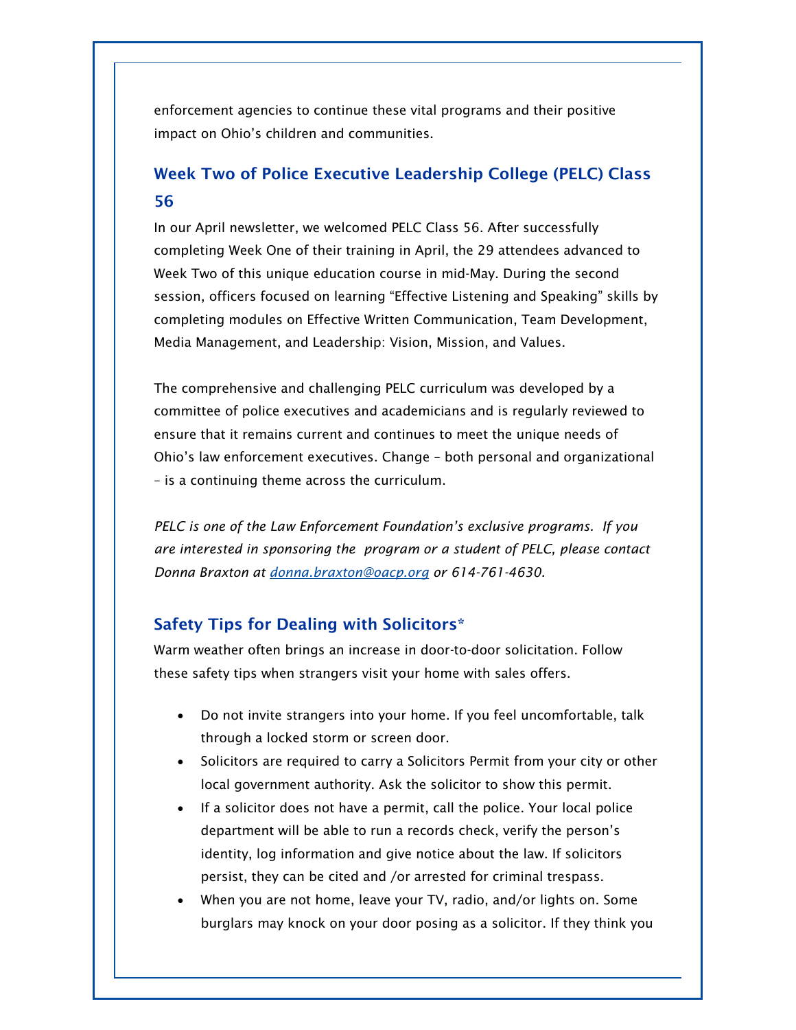enforcement agencies to continue these vital programs and their positive impact on Ohio's children and communities.

## Week Two of Police Executive Leadership College (PELC) Class 56

In our April newsletter, we welcomed PELC Class 56. After successfully completing Week One of their training in April, the 29 attendees advanced to Week Two of this unique education course in mid-May. During the second session, officers focused on learning "Effective Listening and Speaking" skills by completing modules on Effective Written Communication, Team Development, Media Management, and Leadership: Vision, Mission, and Values.

The comprehensive and challenging PELC curriculum was developed by a committee of police executives and academicians and is regularly reviewed to ensure that it remains current and continues to meet the unique needs of Ohio's law enforcement executives. Change – both personal and organizational – is a continuing theme across the curriculum.

*PELC is one of the Law Enforcement Foundation's exclusive programs. If you are interested in sponsoring the program or a student of PELC, please contact Donna Braxton at [donna.braxton@oacp.org](mailto:donna.braxton@oacp.org) or 614-761-4630.*

## Safety Tips for Dealing with Solicitors*

Warm weather often brings an increase in door-to-door solicitation. Follow these safety tips when strangers visit your home with sales offers.

- Do not invite strangers into your home. If you feel uncomfortable, talk through a locked storm or screen door.
- Solicitors are required to carry a Solicitors Permit from your city or other local government authority. Ask the solicitor to show this permit.
- If a solicitor does not have a permit, call the police. Your local police department will be able to run a records check, verify the person's identity, log information and give notice about the law. If solicitors persist, they can be cited and /or arrested for criminal trespass.
- When you are not home, leave your TV, radio, and/or lights on. Some burglars may knock on your door posing as a solicitor. If they think you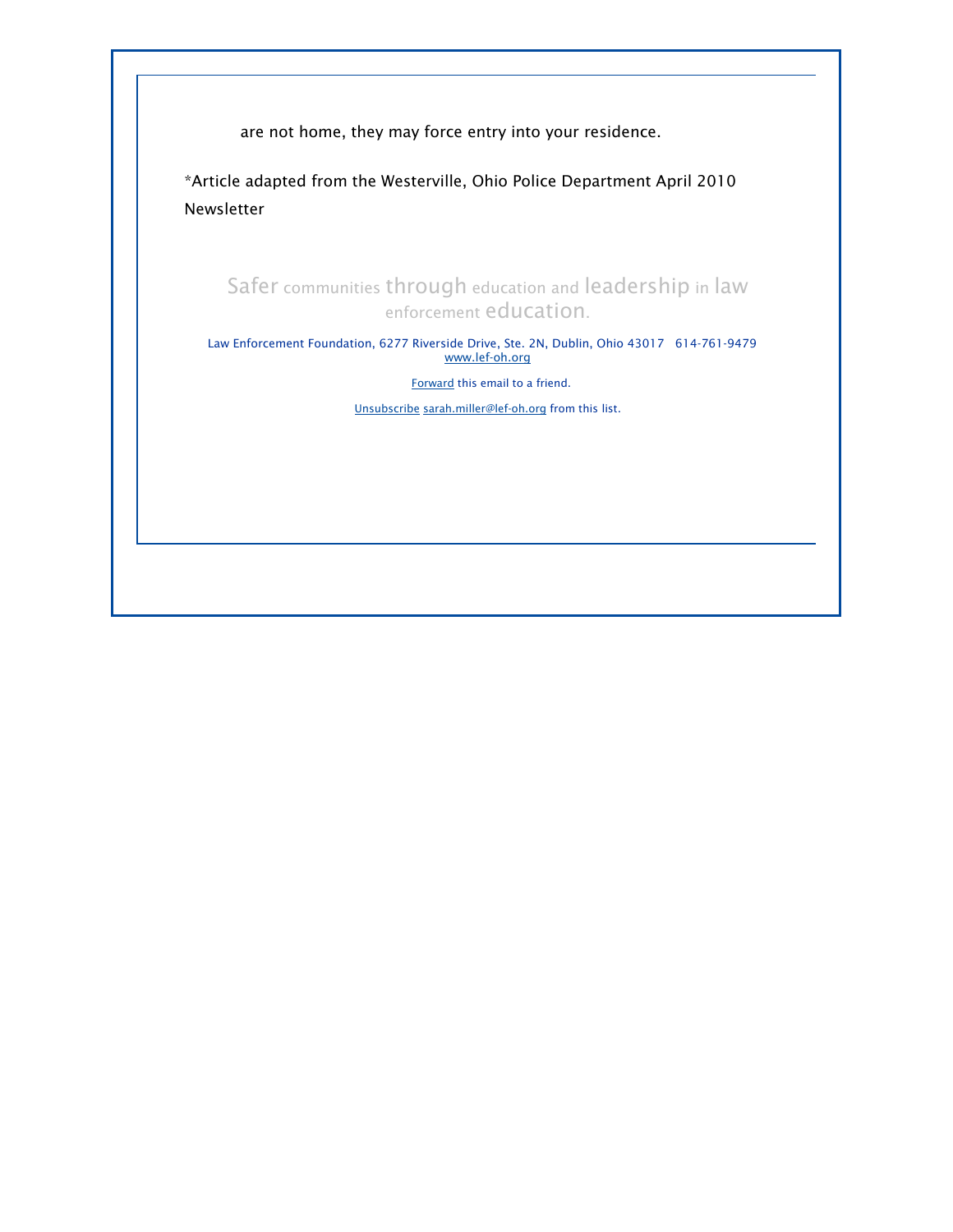are not home, they may force entry into your residence.

*Article adapted from the Westerville, Ohio Police Department April 2010 Newsletter

Safer communities through education and leadership in law enforcement education.

Law Enforcement Foundation, 6277 Riverside Drive, Ste. 2N, Dublin, Ohio 43017   614-761-9479
www.lef-oh.org

Forward this email to a friend.

Unsubscribe sarah.miller@lef-oh.org from this list.